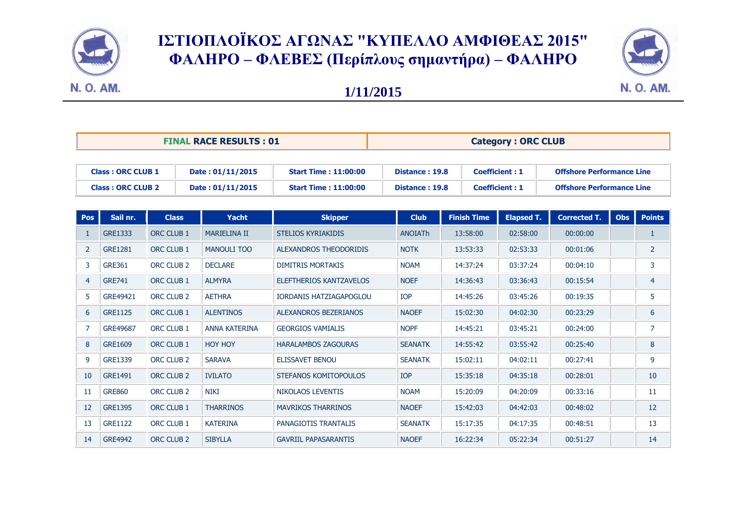# ΙΣΤΙΟΠΛΟΪΚΟΣ ΑΓΩΝΑΣ "ΚΥΠΕΛΛΟ ΑΜΦΙΘΕΑΣ 2015"
# ΦΑΛΗΡΟ – ΦΛΕΒΕΣ (Περίπλους σημαντήρα) – ΦΑΛΗΡΟ

**1/11/2015**

| FINAL RACE RESULTS : 01 | Category : ORC CLUB |
|---|---|

| Class : ORC CLUB 1 | Date : 01/11/2015 | Start Time : 11:00:00 | Distance : 19.8 | Coefficient : 1 | Offshore Performance Line |
|---|---|---|---|---|---|
| Class : ORC CLUB 2 | Date : 01/11/2015 | Start Time : 11:00:00 | Distance : 19.8 | Coefficient : 1 | Offshore Performance Line |

| Pos | Sail nr. | Class | Yacht | Skipper | Club | Finish Time | Elapsed T. | Corrected T. | Obs | Points |
|---|---|---|---|---|---|---|---|---|---|---|
| 1 | GRE1333 | ORC CLUB 1 | MARIELINA II | STELIOS KYRIAKIDIS | ANOIATh | 13:58:00 | 02:58:00 | 00:00:00 | | 1 |
| 2 | GRE1281 | ORC CLUB 1 | MANOULI TOO | ALEXANDROS THEODORIDIS | NOTK | 13:53:33 | 02:53:33 | 00:01:06 | | 2 |
| 3 | GRE361 | ORC CLUB 2 | DECLARE | DIMITRIS MORTAKIS | NOAM | 14:37:24 | 03:37:24 | 00:04:10 | | 3 |
| 4 | GRE741 | ORC CLUB 1 | ALMYRA | ELEFTHERIOS KANTZAVELOS | NOEF | 14:36:43 | 03:36:43 | 00:15:54 | | 4 |
| 5 | GRE49421 | ORC CLUB 2 | AETHRA | IORDANIS HATZIAGAPOGLOU | IOP | 14:45:26 | 03:45:26 | 00:19:35 | | 5 |
| 6 | GRE1125 | ORC CLUB 1 | ALENTINOS | ALEXANDROS BEZERIANOS | NAOEF | 15:02:30 | 04:02:30 | 00:23:29 | | 6 |
| 7 | GRE49687 | ORC CLUB 1 | ANNA KATERINA | GEORGIOS VAMIALIS | NOPF | 14:45:21 | 03:45:21 | 00:24:00 | | 7 |
| 8 | GRE1609 | ORC CLUB 1 | HOY HOY | HARALAMBOS ZAGOURAS | SEANATK | 14:55:42 | 03:55:42 | 00:25:40 | | 8 |
| 9 | GRE1339 | ORC CLUB 2 | SARAVA | ELISSAVET BENOU | SEANATK | 15:02:11 | 04:02:11 | 00:27:41 | | 9 |
| 10 | GRE1491 | ORC CLUB 2 | IVILATO | STEFANOS KOMITOPOULOS | IOP | 15:35:18 | 04:35:18 | 00:28:01 | | 10 |
| 11 | GRE860 | ORC CLUB 2 | NIKI | NIKOLAOS LEVENTIS | NOAM | 15:20:09 | 04:20:09 | 00:33:16 | | 11 |
| 12 | GRE1395 | ORC CLUB 1 | THARRINOS | MAVRIKOS THARRINOS | NAOEF | 15:42:03 | 04:42:03 | 00:48:02 | | 12 |
| 13 | GRE1122 | ORC CLUB 1 | KATERINA | PANAGIOTIS TRANTALIS | SEANATK | 15:17:35 | 04:17:35 | 00:48:51 | | 13 |
| 14 | GRE4942 | ORC CLUB 2 | SIBYLLA | GAVRIIL PAPASARANTIS | NAOEF | 16:22:34 | 05:22:34 | 00:51:27 | | 14 |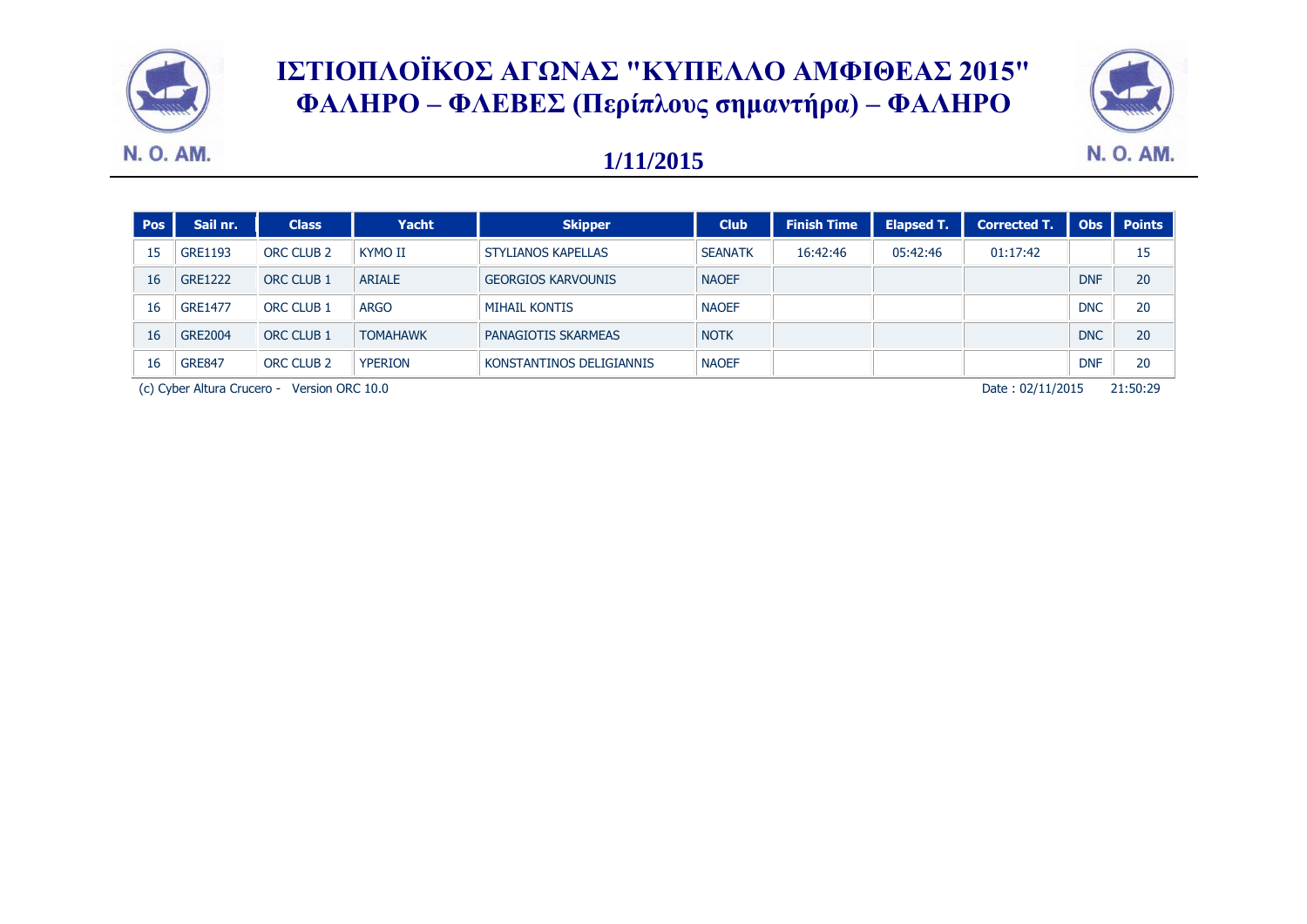# ΙΣΤΙΟΠΛΟΪΚΟΣ ΑΓΩΝΑΣ "ΚΥΠΕΛΛΟ ΑΜΦΙΘΕΑΣ 2015"
# ΦΑΛΗΡΟ – ΦΛΕΒΕΣ (Περίπλους σημαντήρα) – ΦΑΛΗΡΟ

N. O. AM.

## 1/11/2015

| Pos | Sail nr. | Class | Yacht | Skipper | Club | Finish Time | Elapsed T. | Corrected T. | Obs | Points |
|---|---|---|---|---|---|---|---|---|---|---|
| 15 | GRE1193 | ORC CLUB 2 | KYMO II | STYLIANOS KAPELLAS | SEANATK | 16:42:46 | 05:42:46 | 01:17:42 | | 15 |
| 16 | GRE1222 | ORC CLUB 1 | ARIALE | GEORGIOS KARVOUNIS | NAOEF | | | | DNF | 20 |
| 16 | GRE1477 | ORC CLUB 1 | ARGO | MIHAIL KONTIS | NAOEF | | | | DNC | 20 |
| 16 | GRE2004 | ORC CLUB 1 | TOMAHAWK | PANAGIOTIS SKARMEAS | NOTK | | | | DNC | 20 |
| 16 | GRE847 | ORC CLUB 2 | YPERION | KONSTANTINOS DELIGIANNIS | NAOEF | | | | DNF | 20 |

(c) Cyber Altura Crucero - Version ORC 10.0 Date : 02/11/2015 21:50:29